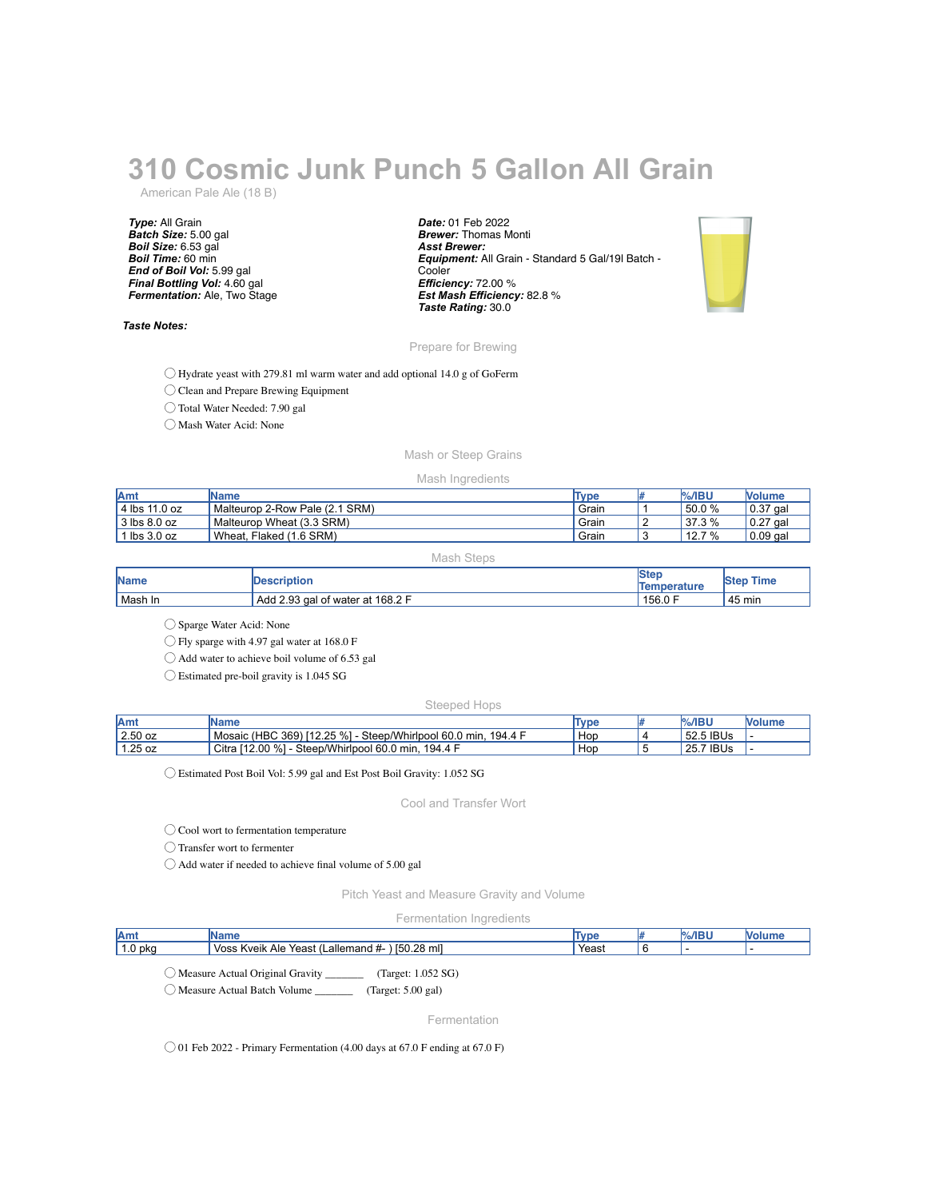# 310 Cosmic Junk Punch 5 Gallon All Grain

American Pale Ale (18 B)

***Type:*** All Grain
***Batch Size:*** 5.00 gal
***Boil Size:*** 6.53 gal
***Boil Time:*** 60 min
***End of Boil Vol:*** 5.99 gal
***Final Bottling Vol:*** 4.60 gal
***Fermentation:*** Ale, Two Stage

***Date:*** 01 Feb 2022
***Brewer:*** Thomas Monti
***Asst Brewer:***
***Equipment:*** All Grain - Standard 5 Gal/19l Batch - Cooler
***Efficiency:*** 72.00 %
***Est Mash Efficiency:*** 82.8 %
***Taste Rating:*** 30.0

***Taste Notes:***

## Prepare for Brewing

- ◯ Hydrate yeast with 279.81 ml warm water and add optional 14.0 g of GoFerm
- ◯ Clean and Prepare Brewing Equipment
- ◯ Total Water Needed: 7.90 gal
- ◯ Mash Water Acid: None

## Mash or Steep Grains

### Mash Ingredients

| Amt | Name | Type | # | %/IBU | Volume |
|---|---|---|---|---|---|
| 4 lbs 11.0 oz | Malteurop 2-Row Pale (2.1 SRM) | Grain | 1 | 50.0 % | 0.37 gal |
| 3 lbs 8.0 oz | Malteurop Wheat (3.3 SRM) | Grain | 2 | 37.3 % | 0.27 gal |
| 1 lbs 3.0 oz | Wheat, Flaked (1.6 SRM) | Grain | 3 | 12.7 % | 0.09 gal |

### Mash Steps

| Name | Description | Step Temperature | Step Time |
|---|---|---|---|
| Mash In | Add 2.93 gal of water at 168.2 F | 156.0 F | 45 min |

- ◯ Sparge Water Acid: None
- ◯ Fly sparge with 4.97 gal water at 168.0 F
- ◯ Add water to achieve boil volume of 6.53 gal
- ◯ Estimated pre-boil gravity is 1.045 SG

### Steeped Hops

| Amt | Name | Type | # | %/IBU | Volume |
|---|---|---|---|---|---|
| 2.50 oz | Mosaic (HBC 369) [12.25 %] - Steep/Whirlpool 60.0 min, 194.4 F | Hop | 4 | 52.5 IBUs | - |
| 1.25 oz | Citra [12.00 %] - Steep/Whirlpool 60.0 min, 194.4 F | Hop | 5 | 25.7 IBUs | - |

- ◯ Estimated Post Boil Vol: 5.99 gal and Est Post Boil Gravity: 1.052 SG

## Cool and Transfer Wort

- ◯ Cool wort to fermentation temperature
- ◯ Transfer wort to fermenter
- ◯ Add water if needed to achieve final volume of 5.00 gal

## Pitch Yeast and Measure Gravity and Volume

### Fermentation Ingredients

| Amt | Name | Type | # | %/IBU | Volume |
|---|---|---|---|---|---|
| 1.0 pkg | Voss Kveik Ale Yeast (Lallemand #- ) [50.28 ml] | Yeast | 6 | - | - |

- ◯ Measure Actual Original Gravity _______ (Target: 1.052 SG)
- ◯ Measure Actual Batch Volume _______ (Target: 5.00 gal)

## Fermentation

- ◯ 01 Feb 2022 - Primary Fermentation (4.00 days at 67.0 F ending at 67.0 F)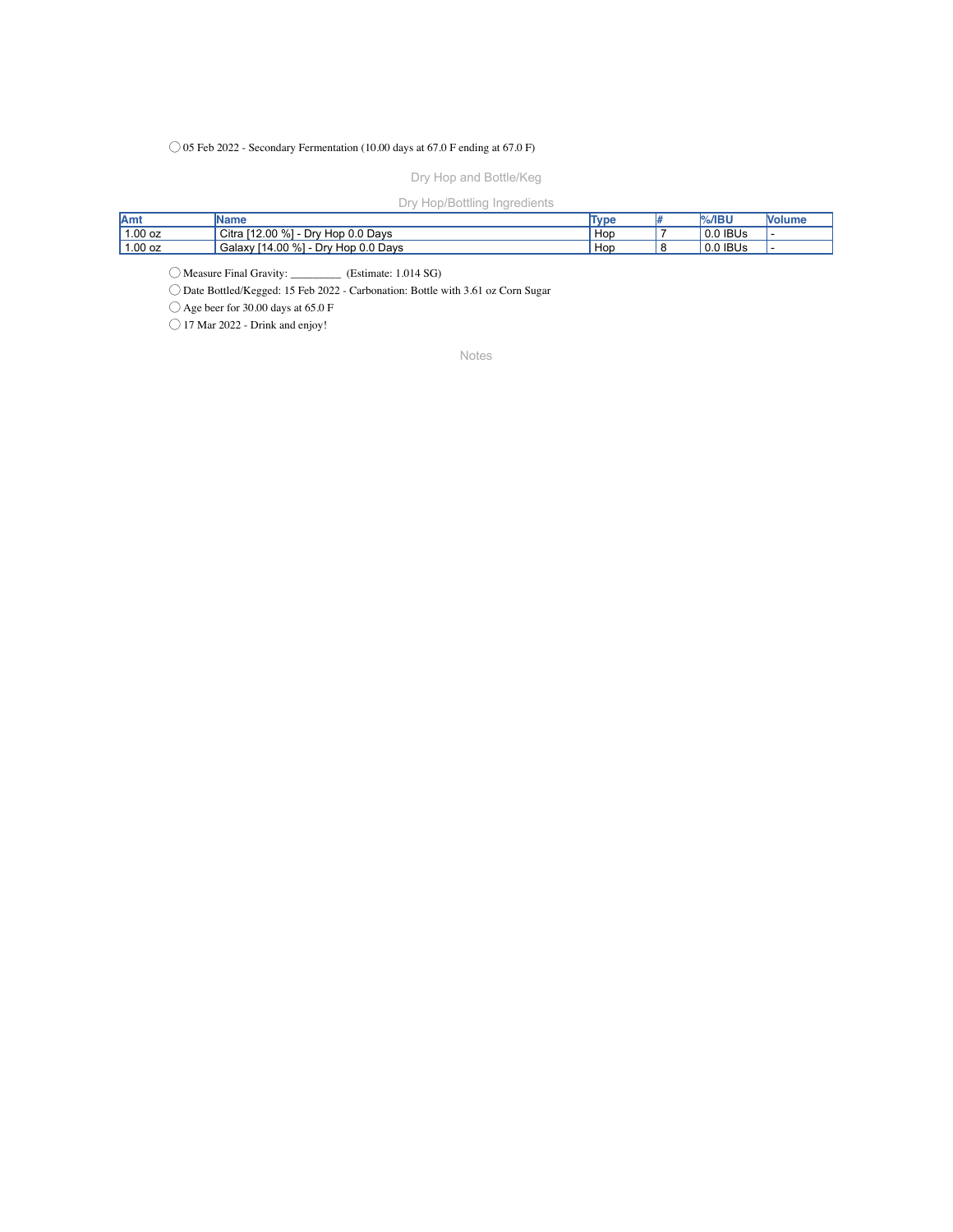◯ 05 Feb 2022 - Secondary Fermentation (10.00 days at 67.0 F ending at 67.0 F)

## Dry Hop and Bottle/Keg

### Dry Hop/Bottling Ingredients

| Amt | Name | Type | # | %/IBU | Volume |
|---|---|---|---|---|---|
| 1.00 oz | Citra [12.00 %] - Dry Hop 0.0 Days | Hop | 7 | 0.0 IBUs | - |
| 1.00 oz | Galaxy [14.00 %] - Dry Hop 0.0 Days | Hop | 8 | 0.0 IBUs | - |

◯ Measure Final Gravity: _________ (Estimate: 1.014 SG)

◯ Date Bottled/Kegged: 15 Feb 2022 - Carbonation: Bottle with 3.61 oz Corn Sugar

◯ Age beer for 30.00 days at 65.0 F

◯ 17 Mar 2022 - Drink and enjoy!

## Notes